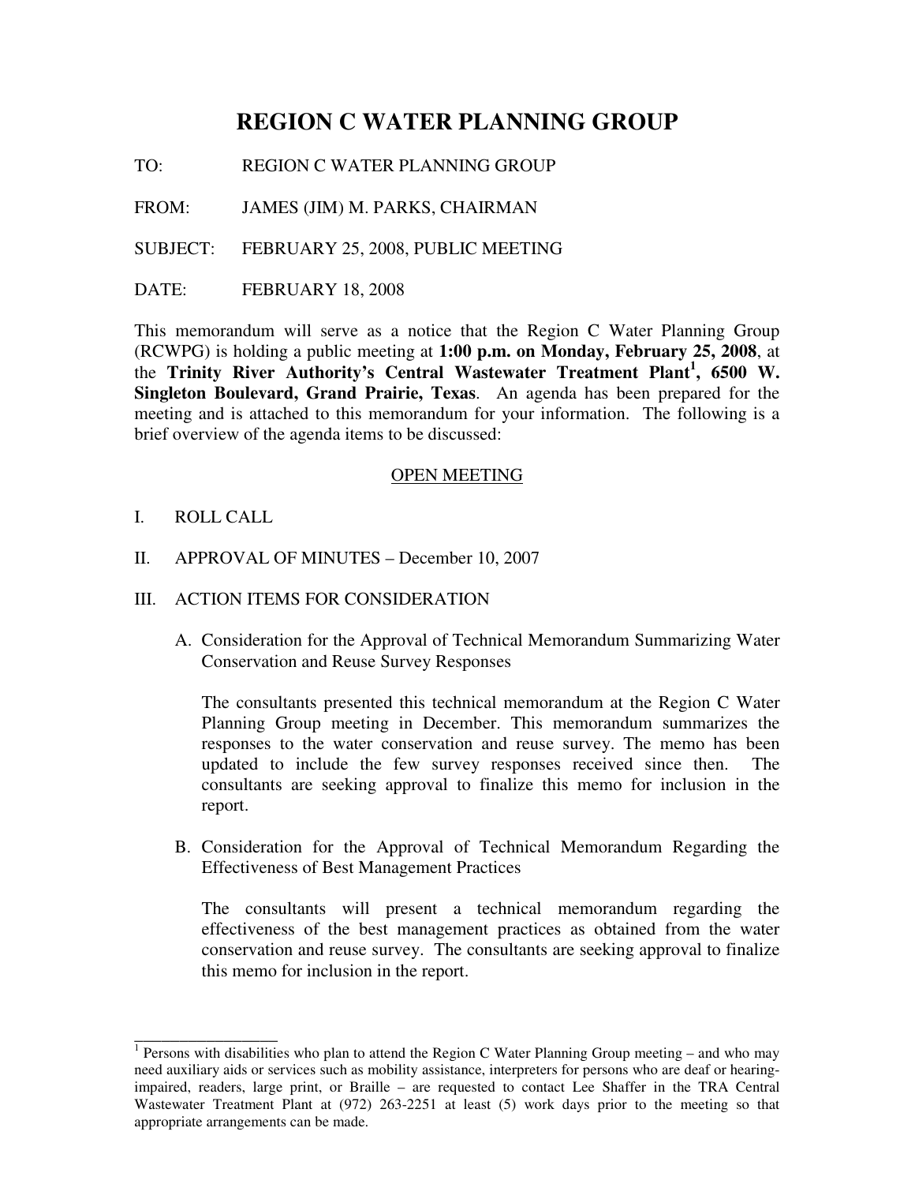# REGION C WATER PLANNING GROUP

TO: REGION C WATER PLANNING GROUP

FROM: JAMES (JIM) M. PARKS, CHAIRMAN

SUBJECT: FEBRUARY 25, 2008, PUBLIC MEETING

DATE: FEBRUARY 18, 2008

This memorandum will serve as a notice that the Region C Water Planning Group (RCWPG) is holding a public meeting at **1:00 p.m. on Monday, February 25, 2008**, at the **Trinity River Authority's Central Wastewater Treatment Plant[1], 6500 W. Singleton Boulevard, Grand Prairie, Texas**. An agenda has been prepared for the meeting and is attached to this memorandum for your information. The following is a brief overview of the agenda items to be discussed:

## OPEN MEETING

I. ROLL CALL

II. APPROVAL OF MINUTES – December 10, 2007

III. ACTION ITEMS FOR CONSIDERATION

A. Consideration for the Approval of Technical Memorandum Summarizing Water Conservation and Reuse Survey Responses

The consultants presented this technical memorandum at the Region C Water Planning Group meeting in December. This memorandum summarizes the responses to the water conservation and reuse survey. The memo has been updated to include the few survey responses received since then. The consultants are seeking approval to finalize this memo for inclusion in the report.

B. Consideration for the Approval of Technical Memorandum Regarding the Effectiveness of Best Management Practices

The consultants will present a technical memorandum regarding the effectiveness of the best management practices as obtained from the water conservation and reuse survey. The consultants are seeking approval to finalize this memo for inclusion in the report.

---

[1] Persons with disabilities who plan to attend the Region C Water Planning Group meeting – and who may need auxiliary aids or services such as mobility assistance, interpreters for persons who are deaf or hearing-impaired, readers, large print, or Braille – are requested to contact Lee Shaffer in the TRA Central Wastewater Treatment Plant at (972) 263-2251 at least (5) work days prior to the meeting so that appropriate arrangements can be made.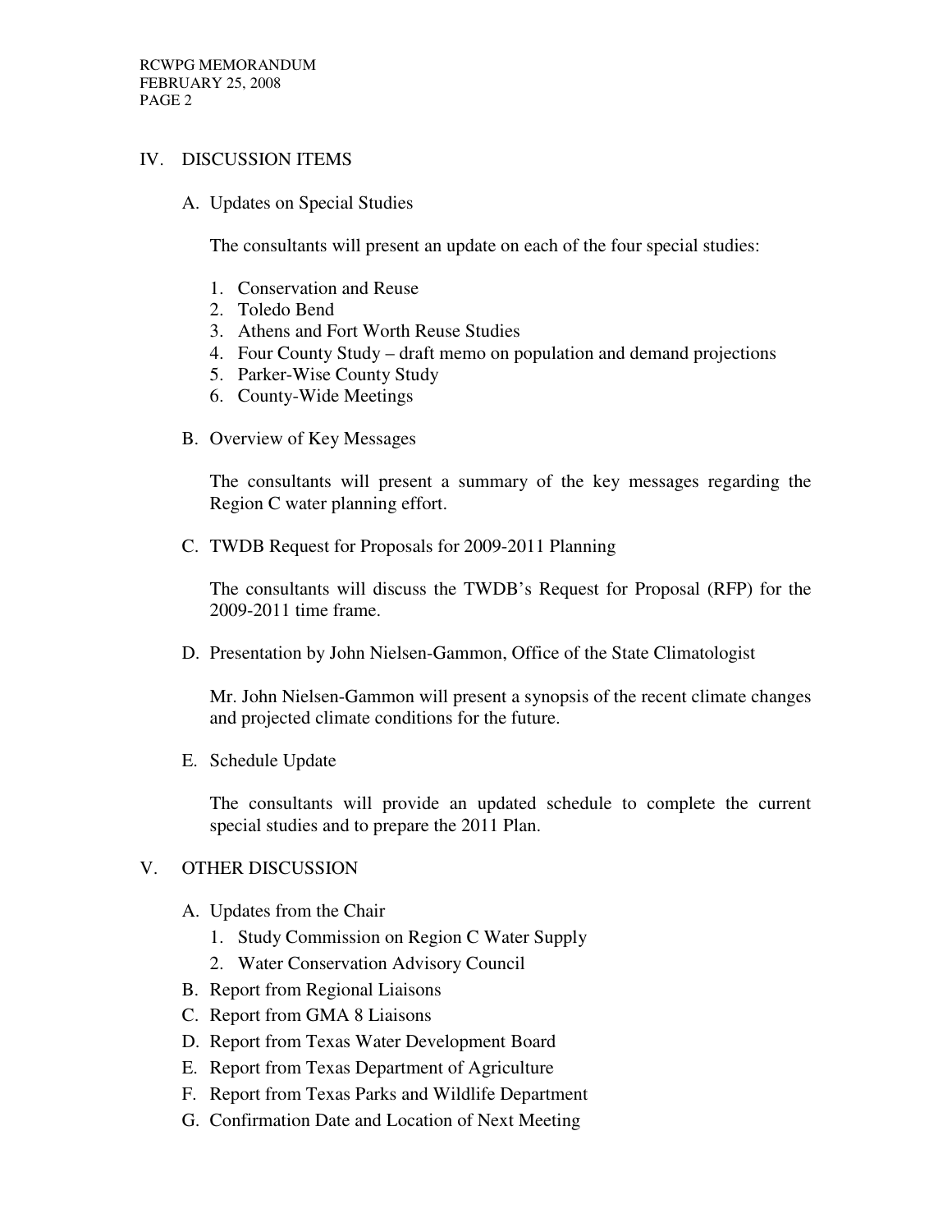## IV. DISCUSSION ITEMS

### A. Updates on Special Studies

The consultants will present an update on each of the four special studies:

1. Conservation and Reuse
2. Toledo Bend
3. Athens and Fort Worth Reuse Studies
4. Four County Study – draft memo on population and demand projections
5. Parker-Wise County Study
6. County-Wide Meetings

### B. Overview of Key Messages

The consultants will present a summary of the key messages regarding the Region C water planning effort.

### C. TWDB Request for Proposals for 2009-2011 Planning

The consultants will discuss the TWDB's Request for Proposal (RFP) for the 2009-2011 time frame.

### D. Presentation by John Nielsen-Gammon, Office of the State Climatologist

Mr. John Nielsen-Gammon will present a synopsis of the recent climate changes and projected climate conditions for the future.

### E. Schedule Update

The consultants will provide an updated schedule to complete the current special studies and to prepare the 2011 Plan.

## V. OTHER DISCUSSION

- A. Updates from the Chair
  1. Study Commission on Region C Water Supply
  2. Water Conservation Advisory Council
- B. Report from Regional Liaisons
- C. Report from GMA 8 Liaisons
- D. Report from Texas Water Development Board
- E. Report from Texas Department of Agriculture
- F. Report from Texas Parks and Wildlife Department
- G. Confirmation Date and Location of Next Meeting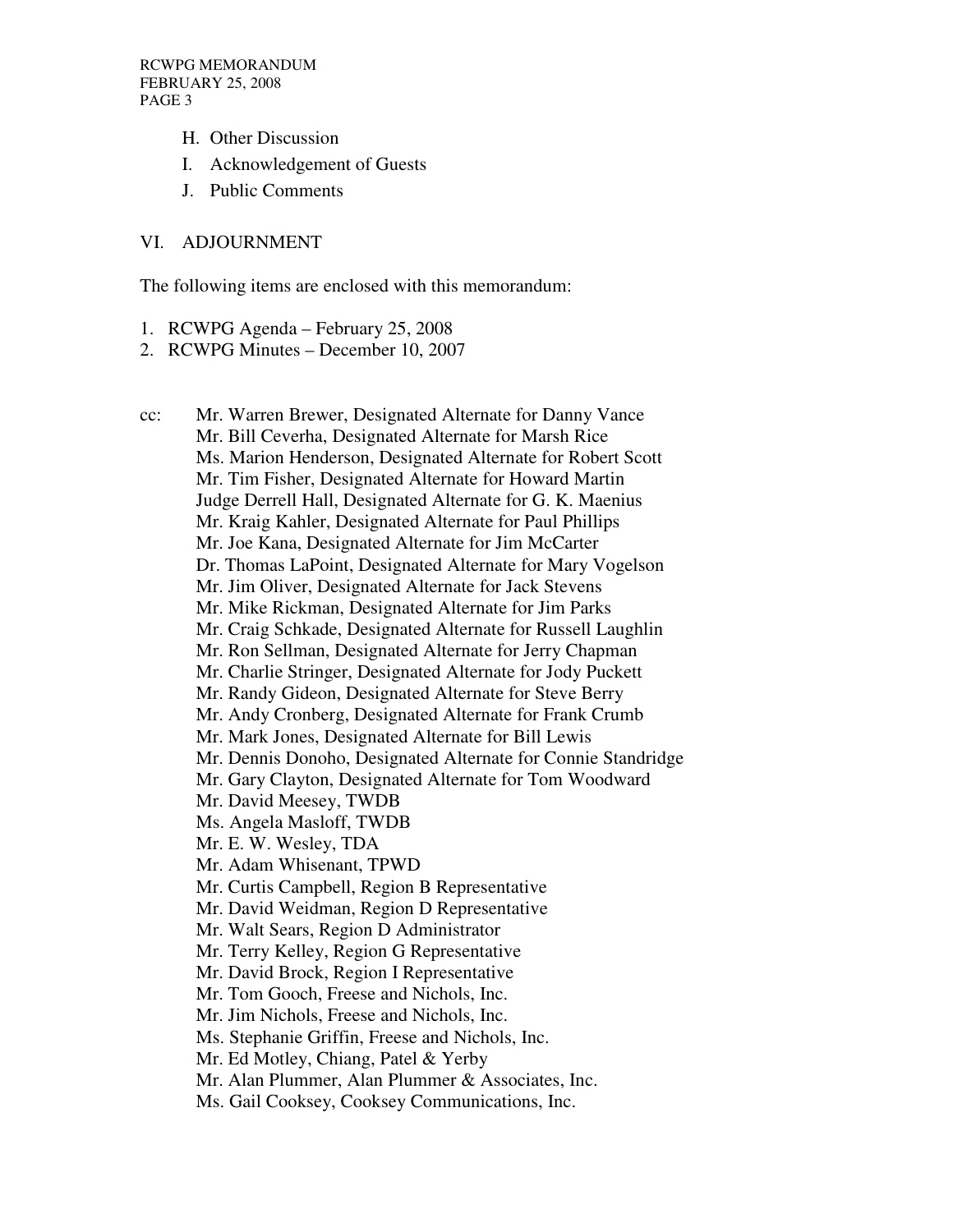H. Other Discussion
I. Acknowledgement of Guests
J. Public Comments

VI. ADJOURNMENT

The following items are enclosed with this memorandum:

1. RCWPG Agenda – February 25, 2008
2. RCWPG Minutes – December 10, 2007

cc: Mr. Warren Brewer, Designated Alternate for Danny Vance
Mr. Bill Ceverha, Designated Alternate for Marsh Rice
Ms. Marion Henderson, Designated Alternate for Robert Scott
Mr. Tim Fisher, Designated Alternate for Howard Martin
Judge Derrell Hall, Designated Alternate for G. K. Maenius
Mr. Kraig Kahler, Designated Alternate for Paul Phillips
Mr. Joe Kana, Designated Alternate for Jim McCarter
Dr. Thomas LaPoint, Designated Alternate for Mary Vogelson
Mr. Jim Oliver, Designated Alternate for Jack Stevens
Mr. Mike Rickman, Designated Alternate for Jim Parks
Mr. Craig Schkade, Designated Alternate for Russell Laughlin
Mr. Ron Sellman, Designated Alternate for Jerry Chapman
Mr. Charlie Stringer, Designated Alternate for Jody Puckett
Mr. Randy Gideon, Designated Alternate for Steve Berry
Mr. Andy Cronberg, Designated Alternate for Frank Crumb
Mr. Mark Jones, Designated Alternate for Bill Lewis
Mr. Dennis Donoho, Designated Alternate for Connie Standridge
Mr. Gary Clayton, Designated Alternate for Tom Woodward
Mr. David Meesey, TWDB
Ms. Angela Masloff, TWDB
Mr. E. W. Wesley, TDA
Mr. Adam Whisenant, TPWD
Mr. Curtis Campbell, Region B Representative
Mr. David Weidman, Region D Representative
Mr. Walt Sears, Region D Administrator
Mr. Terry Kelley, Region G Representative
Mr. David Brock, Region I Representative
Mr. Tom Gooch, Freese and Nichols, Inc.
Mr. Jim Nichols, Freese and Nichols, Inc.
Ms. Stephanie Griffin, Freese and Nichols, Inc.
Mr. Ed Motley, Chiang, Patel & Yerby
Mr. Alan Plummer, Alan Plummer & Associates, Inc.
Ms. Gail Cooksey, Cooksey Communications, Inc.